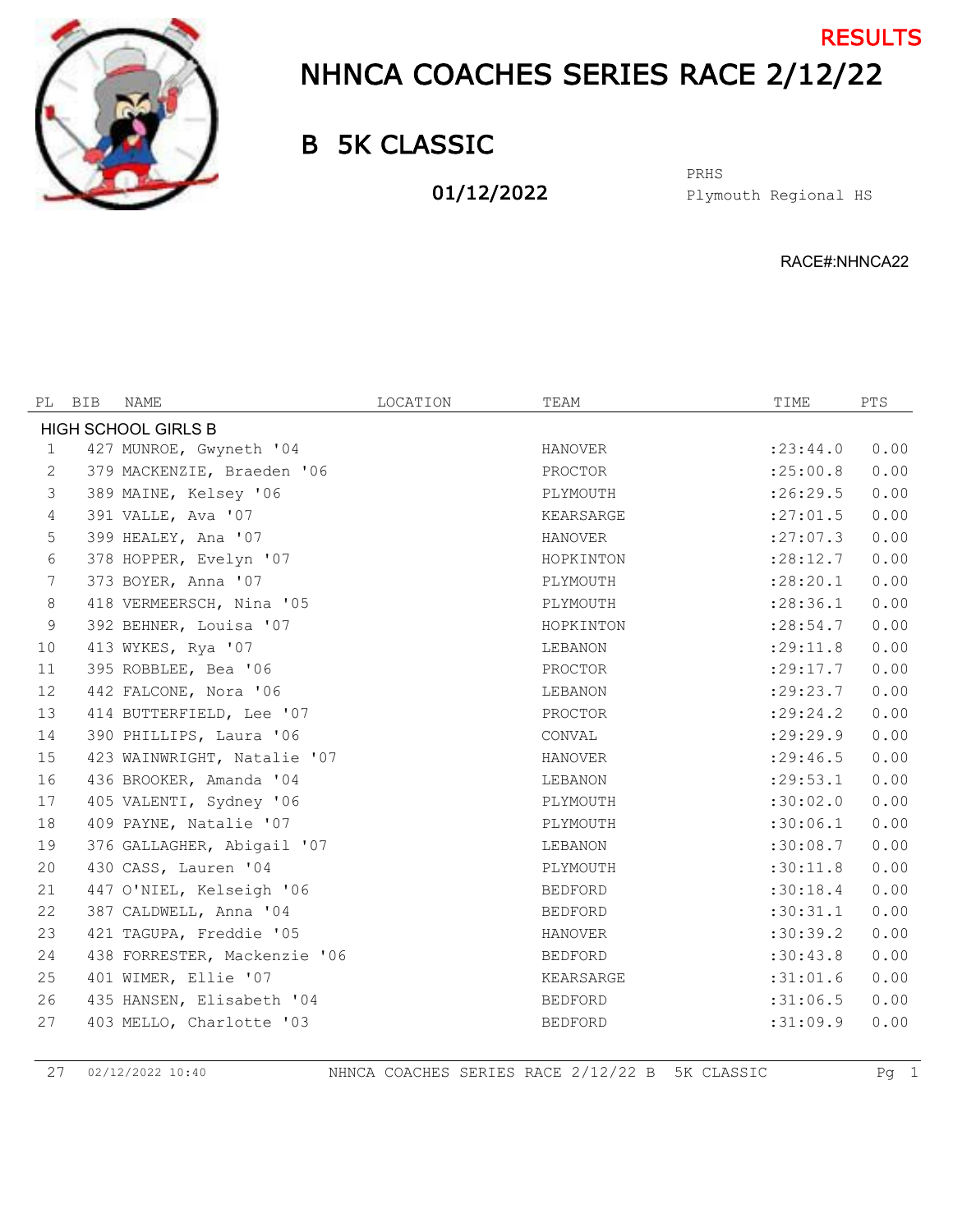RESULTS

# NHNCA COACHES SERIES RACE 2/12/22

## B 5K CLASSIC

**01/12/2022**

PRHS
Plymouth Regional HS

RACE#:NHNCA22

| PL | BIB | NAME | LOCATION | TEAM | TIME | PTS |
|---|---|---|---|---|---|---|
| HIGH SCHOOL GIRLS B | | | | | | |
| 1 | 427 | MUNROE, Gwyneth '04 | | HANOVER | :23:44.0 | 0.00 |
| 2 | 379 | MACKENZIE, Braeden '06 | | PROCTOR | :25:00.8 | 0.00 |
| 3 | 389 | MAINE, Kelsey '06 | | PLYMOUTH | :26:29.5 | 0.00 |
| 4 | 391 | VALLE, Ava '07 | | KEARSARGE | :27:01.5 | 0.00 |
| 5 | 399 | HEALEY, Ana '07 | | HANOVER | :27:07.3 | 0.00 |
| 6 | 378 | HOPPER, Evelyn '07 | | HOPKINTON | :28:12.7 | 0.00 |
| 7 | 373 | BOYER, Anna '07 | | PLYMOUTH | :28:20.1 | 0.00 |
| 8 | 418 | VERMEERSCH, Nina '05 | | PLYMOUTH | :28:36.1 | 0.00 |
| 9 | 392 | BEHNER, Louisa '07 | | HOPKINTON | :28:54.7 | 0.00 |
| 10 | 413 | WYKES, Rya '07 | | LEBANON | :29:11.8 | 0.00 |
| 11 | 395 | ROBBLEE, Bea '06 | | PROCTOR | :29:17.7 | 0.00 |
| 12 | 442 | FALCONE, Nora '06 | | LEBANON | :29:23.7 | 0.00 |
| 13 | 414 | BUTTERFIELD, Lee '07 | | PROCTOR | :29:24.2 | 0.00 |
| 14 | 390 | PHILLIPS, Laura '06 | | CONVAL | :29:29.9 | 0.00 |
| 15 | 423 | WAINWRIGHT, Natalie '07 | | HANOVER | :29:46.5 | 0.00 |
| 16 | 436 | BROOKER, Amanda '04 | | LEBANON | :29:53.1 | 0.00 |
| 17 | 405 | VALENTI, Sydney '06 | | PLYMOUTH | :30:02.0 | 0.00 |
| 18 | 409 | PAYNE, Natalie '07 | | PLYMOUTH | :30:06.1 | 0.00 |
| 19 | 376 | GALLAGHER, Abigail '07 | | LEBANON | :30:08.7 | 0.00 |
| 20 | 430 | CASS, Lauren '04 | | PLYMOUTH | :30:11.8 | 0.00 |
| 21 | 447 | O'NIEL, Kelseigh '06 | | BEDFORD | :30:18.4 | 0.00 |
| 22 | 387 | CALDWELL, Anna '04 | | BEDFORD | :30:31.1 | 0.00 |
| 23 | 421 | TAGUPA, Freddie '05 | | HANOVER | :30:39.2 | 0.00 |
| 24 | 438 | FORRESTER, Mackenzie '06 | | BEDFORD | :30:43.8 | 0.00 |
| 25 | 401 | WIMER, Ellie '07 | | KEARSARGE | :31:01.6 | 0.00 |
| 26 | 435 | HANSEN, Elisabeth '04 | | BEDFORD | :31:06.5 | 0.00 |
| 27 | 403 | MELLO, Charlotte '03 | | BEDFORD | :31:09.9 | 0.00 |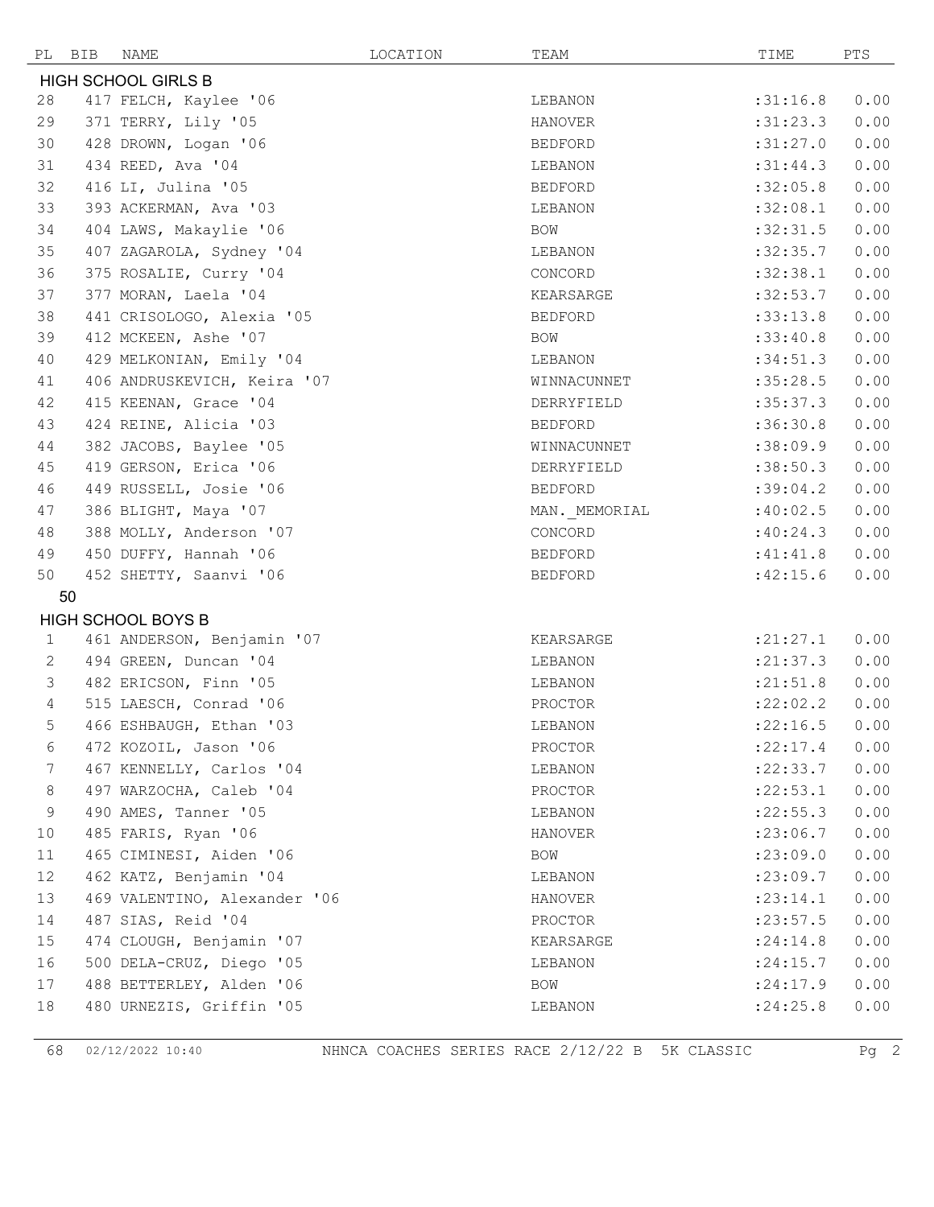| PL | BIB | NAME | LOCATION | TEAM | TIME | PTS |
|---|---|---|---|---|---|---|
| **HIGH SCHOOL GIRLS B** | | | | | | |
| 28 | 417 | FELCH, Kaylee '06 | | LEBANON | :31:16.8 | 0.00 |
| 29 | 371 | TERRY, Lily '05 | | HANOVER | :31:23.3 | 0.00 |
| 30 | 428 | DROWN, Logan '06 | | BEDFORD | :31:27.0 | 0.00 |
| 31 | 434 | REED, Ava '04 | | LEBANON | :31:44.3 | 0.00 |
| 32 | 416 | LI, Julina '05 | | BEDFORD | :32:05.8 | 0.00 |
| 33 | 393 | ACKERMAN, Ava '03 | | LEBANON | :32:08.1 | 0.00 |
| 34 | 404 | LAWS, Makaylie '06 | | BOW | :32:31.5 | 0.00 |
| 35 | 407 | ZAGAROLA, Sydney '04 | | LEBANON | :32:35.7 | 0.00 |
| 36 | 375 | ROSALIE, Curry '04 | | CONCORD | :32:38.1 | 0.00 |
| 37 | 377 | MORAN, Laela '04 | | KEARSARGE | :32:53.7 | 0.00 |
| 38 | 441 | CRISOLOGO, Alexia '05 | | BEDFORD | :33:13.8 | 0.00 |
| 39 | 412 | MCKEEN, Ashe '07 | | BOW | :33:40.8 | 0.00 |
| 40 | 429 | MELKONIAN, Emily '04 | | LEBANON | :34:51.3 | 0.00 |
| 41 | 406 | ANDRUSKEVICH, Keira '07 | | WINNACUNNET | :35:28.5 | 0.00 |
| 42 | 415 | KEENAN, Grace '04 | | DERRYFIELD | :35:37.3 | 0.00 |
| 43 | 424 | REINE, Alicia '03 | | BEDFORD | :36:30.8 | 0.00 |
| 44 | 382 | JACOBS, Baylee '05 | | WINNACUNNET | :38:09.9 | 0.00 |
| 45 | 419 | GERSON, Erica '06 | | DERRYFIELD | :38:50.3 | 0.00 |
| 46 | 449 | RUSSELL, Josie '06 | | BEDFORD | :39:04.2 | 0.00 |
| 47 | 386 | BLIGHT, Maya '07 | | MAN._MEMORIAL | :40:02.5 | 0.00 |
| 48 | 388 | MOLLY, Anderson '07 | | CONCORD | :40:24.3 | 0.00 |
| 49 | 450 | DUFFY, Hannah '06 | | BEDFORD | :41:41.8 | 0.00 |
| 50 | 452 | SHETTY, Saanvi '06 | | BEDFORD | :42:15.6 | 0.00 |
| 50 | | | | | | |
| **HIGH SCHOOL BOYS B** | | | | | | |
| 1 | 461 | ANDERSON, Benjamin '07 | | KEARSARGE | :21:27.1 | 0.00 |
| 2 | 494 | GREEN, Duncan '04 | | LEBANON | :21:37.3 | 0.00 |
| 3 | 482 | ERICSON, Finn '05 | | LEBANON | :21:51.8 | 0.00 |
| 4 | 515 | LAESCH, Conrad '06 | | PROCTOR | :22:02.2 | 0.00 |
| 5 | 466 | ESHBAUGH, Ethan '03 | | LEBANON | :22:16.5 | 0.00 |
| 6 | 472 | KOZOIL, Jason '06 | | PROCTOR | :22:17.4 | 0.00 |
| 7 | 467 | KENNELLY, Carlos '04 | | LEBANON | :22:33.7 | 0.00 |
| 8 | 497 | WARZOCHA, Caleb '04 | | PROCTOR | :22:53.1 | 0.00 |
| 9 | 490 | AMES, Tanner '05 | | LEBANON | :22:55.3 | 0.00 |
| 10 | 485 | FARIS, Ryan '06 | | HANOVER | :23:06.7 | 0.00 |
| 11 | 465 | CIMINESI, Aiden '06 | | BOW | :23:09.0 | 0.00 |
| 12 | 462 | KATZ, Benjamin '04 | | LEBANON | :23:09.7 | 0.00 |
| 13 | 469 | VALENTINO, Alexander '06 | | HANOVER | :23:14.1 | 0.00 |
| 14 | 487 | SIAS, Reid '04 | | PROCTOR | :23:57.5 | 0.00 |
| 15 | 474 | CLOUGH, Benjamin '07 | | KEARSARGE | :24:14.8 | 0.00 |
| 16 | 500 | DELA-CRUZ, Diego '05 | | LEBANON | :24:15.7 | 0.00 |
| 17 | 488 | BETTERLEY, Alden '06 | | BOW | :24:17.9 | 0.00 |
| 18 | 480 | URNEZIS, Griffin '05 | | LEBANON | :24:25.8 | 0.00 |

68 02/12/2022 10:40 NHNCA COACHES SERIES RACE 2/12/22 B 5K CLASSIC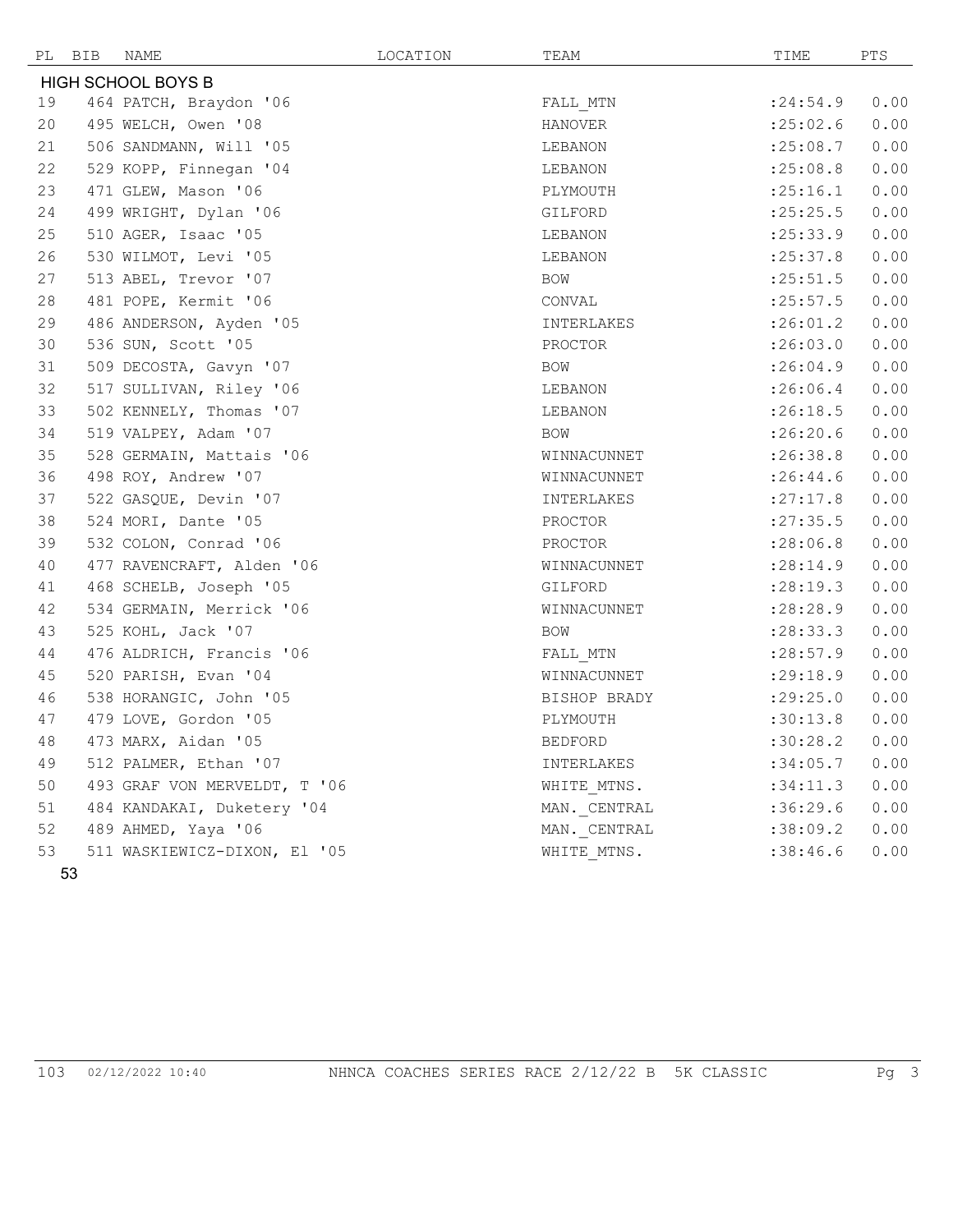| PL | BIB | NAME | LOCATION | TEAM | TIME | PTS |
|---|---|---|---|---|---|---|
| **HIGH SCHOOL BOYS B** | | | | | | |
| 19 | 464 | PATCH, Braydon '06 | | FALL_MTN | :24:54.9 | 0.00 |
| 20 | 495 | WELCH, Owen '08 | | HANOVER | :25:02.6 | 0.00 |
| 21 | 506 | SANDMANN, Will '05 | | LEBANON | :25:08.7 | 0.00 |
| 22 | 529 | KOPP, Finnegan '04 | | LEBANON | :25:08.8 | 0.00 |
| 23 | 471 | GLEW, Mason '06 | | PLYMOUTH | :25:16.1 | 0.00 |
| 24 | 499 | WRIGHT, Dylan '06 | | GILFORD | :25:25.5 | 0.00 |
| 25 | 510 | AGER, Isaac '05 | | LEBANON | :25:33.9 | 0.00 |
| 26 | 530 | WILMOT, Levi '05 | | LEBANON | :25:37.8 | 0.00 |
| 27 | 513 | ABEL, Trevor '07 | | BOW | :25:51.5 | 0.00 |
| 28 | 481 | POPE, Kermit '06 | | CONVAL | :25:57.5 | 0.00 |
| 29 | 486 | ANDERSON, Ayden '05 | | INTERLAKES | :26:01.2 | 0.00 |
| 30 | 536 | SUN, Scott '05 | | PROCTOR | :26:03.0 | 0.00 |
| 31 | 509 | DECOSTA, Gavyn '07 | | BOW | :26:04.9 | 0.00 |
| 32 | 517 | SULLIVAN, Riley '06 | | LEBANON | :26:06.4 | 0.00 |
| 33 | 502 | KENNELY, Thomas '07 | | LEBANON | :26:18.5 | 0.00 |
| 34 | 519 | VALPEY, Adam '07 | | BOW | :26:20.6 | 0.00 |
| 35 | 528 | GERMAIN, Mattais '06 | | WINNACUNNET | :26:38.8 | 0.00 |
| 36 | 498 | ROY, Andrew '07 | | WINNACUNNET | :26:44.6 | 0.00 |
| 37 | 522 | GASQUE, Devin '07 | | INTERLAKES | :27:17.8 | 0.00 |
| 38 | 524 | MORI, Dante '05 | | PROCTOR | :27:35.5 | 0.00 |
| 39 | 532 | COLON, Conrad '06 | | PROCTOR | :28:06.8 | 0.00 |
| 40 | 477 | RAVENCRAFT, Alden '06 | | WINNACUNNET | :28:14.9 | 0.00 |
| 41 | 468 | SCHELB, Joseph '05 | | GILFORD | :28:19.3 | 0.00 |
| 42 | 534 | GERMAIN, Merrick '06 | | WINNACUNNET | :28:28.9 | 0.00 |
| 43 | 525 | KOHL, Jack '07 | | BOW | :28:33.3 | 0.00 |
| 44 | 476 | ALDRICH, Francis '06 | | FALL_MTN | :28:57.9 | 0.00 |
| 45 | 520 | PARISH, Evan '04 | | WINNACUNNET | :29:18.9 | 0.00 |
| 46 | 538 | HORANGIC, John '05 | | BISHOP BRADY | :29:25.0 | 0.00 |
| 47 | 479 | LOVE, Gordon '05 | | PLYMOUTH | :30:13.8 | 0.00 |
| 48 | 473 | MARX, Aidan '05 | | BEDFORD | :30:28.2 | 0.00 |
| 49 | 512 | PALMER, Ethan '07 | | INTERLAKES | :34:05.7 | 0.00 |
| 50 | 493 | GRAF VON MERVELDT, T '06 | | WHITE_MTNS. | :34:11.3 | 0.00 |
| 51 | 484 | KANDAKAI, Duketery '04 | | MAN._CENTRAL | :36:29.6 | 0.00 |
| 52 | 489 | AHMED, Yaya '06 | | MAN._CENTRAL | :38:09.2 | 0.00 |
| 53 | 511 | WASKIEWICZ-DIXON, El '05 | | WHITE_MTNS. | :38:46.6 | 0.00 |

53

103 02/12/2022 10:40 NHNCA COACHES SERIES RACE 2/12/22 B 5K CLASSIC